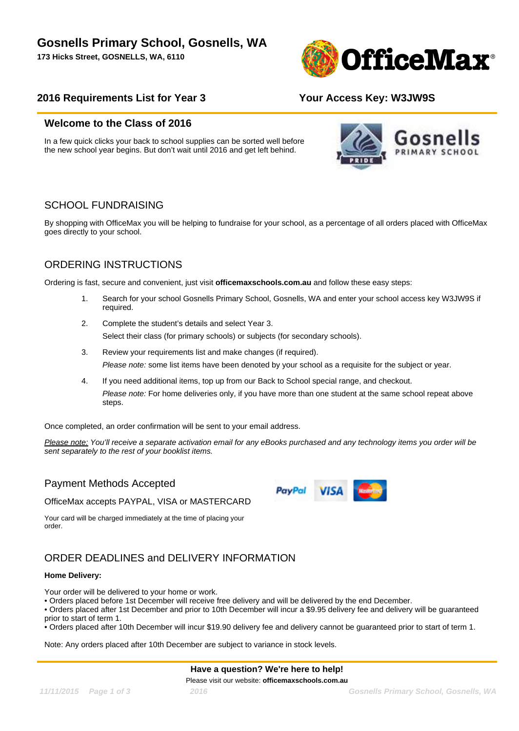# Gosnells Primary School, Gosnells, WA

**173 Hicks Street, GOSNELLS, WA, 6110**

## 2016 Requirements List for Year 3

## Your Access Key: W3JW9S

### Welcome to the Class of 2016

In a few quick clicks your back to school supplies can be sorted well before the new school year begins. But don't wait until 2016 and get left behind.

## SCHOOL FUNDRAISING

By shopping with OfficeMax you will be helping to fundraise for your school, as a percentage of all orders placed with OfficeMax goes directly to your school.

## ORDERING INSTRUCTIONS

Ordering is fast, secure and convenient, just visit **officemaxschools.com.au** and follow these easy steps:

1. Search for your school Gosnells Primary School, Gosnells, WA and enter your school access key W3JW9S if required.
2. Complete the student's details and select Year 3.
   Select their class (for primary schools) or subjects (for secondary schools).
3. Review your requirements list and make changes (if required).
   *Please note:* some list items have been denoted by your school as a requisite for the subject or year.
4. If you need additional items, top up from our Back to School special range, and checkout.
   *Please note:* For home deliveries only, if you have more than one student at the same school repeat above steps.

Once completed, an order confirmation will be sent to your email address.

*Please note: You'll receive a separate activation email for any eBooks purchased and any technology items you order will be sent separately to the rest of your booklist items.*

## Payment Methods Accepted

OfficeMax accepts PAYPAL, VISA or MASTERCARD

Your card will be charged immediately at the time of placing your order.

## ORDER DEADLINES and DELIVERY INFORMATION

**Home Delivery:**

Your order will be delivered to your home or work.

- Orders placed before 1st December will receive free delivery and will be delivered by the end December.
- Orders placed after 1st December and prior to 10th December will incur a $9.95 delivery fee and delivery will be guaranteed prior to start of term 1.
- Orders placed after 10th December will incur $19.90 delivery fee and delivery cannot be guaranteed prior to start of term 1.

Note: Any orders placed after 10th December are subject to variance in stock levels.

**Have a question? We're here to help!**

Please visit our website: **officemaxschools.com.au**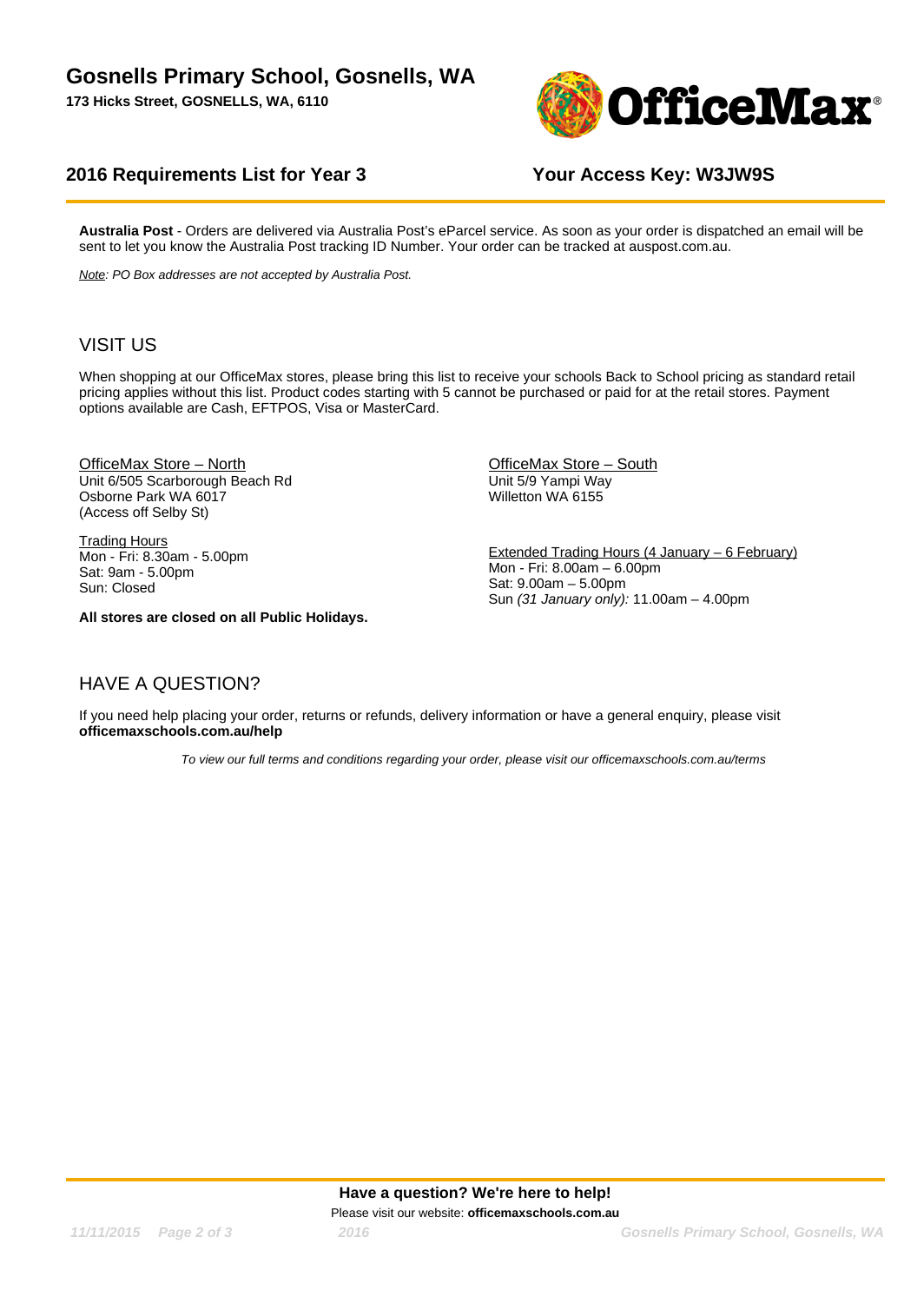# Gosnells Primary School, Gosnells, WA

**173 Hicks Street, GOSNELLS, WA, 6110**

## 2016 Requirements List for Year 3

## Your Access Key: W3JW9S

**Australia Post** - Orders are delivered via Australia Post's eParcel service. As soon as your order is dispatched an email will be sent to let you know the Australia Post tracking ID Number. Your order can be tracked at auspost.com.au.

*Note: PO Box addresses are not accepted by Australia Post.*

## VISIT US

When shopping at our OfficeMax stores, please bring this list to receive your schools Back to School pricing as standard retail pricing applies without this list. Product codes starting with 5 cannot be purchased or paid for at the retail stores. Payment options available are Cash, EFTPOS, Visa or MasterCard.

OfficeMax Store – North
Unit 6/505 Scarborough Beach Rd
Osborne Park WA 6017
(Access off Selby St)

Trading Hours
Mon - Fri: 8.30am - 5.00pm
Sat: 9am - 5.00pm
Sun: Closed

**All stores are closed on all Public Holidays.**

OfficeMax Store – South
Unit 5/9 Yampi Way
Willetton WA 6155

Extended Trading Hours (4 January – 6 February)
Mon - Fri: 8.00am – 6.00pm
Sat: 9.00am – 5.00pm
Sun *(31 January only):* 11.00am – 4.00pm

## HAVE A QUESTION?

If you need help placing your order, returns or refunds, delivery information or have a general enquiry, please visit **officemaxschools.com.au/help**

*To view our full terms and conditions regarding your order, please visit our officemaxschools.com.au/terms*

**Have a question? We're here to help!**

Please visit our website: **officemaxschools.com.au**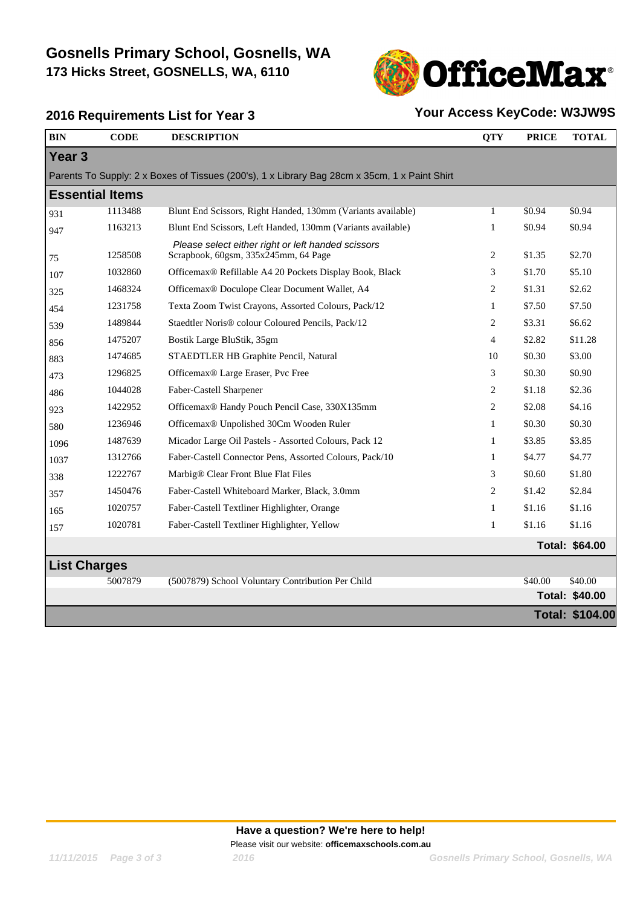**Gosnells Primary School, Gosnells, WA**
**173 Hicks Street, GOSNELLS, WA, 6110**

OfficeMax®

## 2016 Requirements List for Year 3

**Your Access KeyCode: W3JW9S**

| BIN | CODE | DESCRIPTION | QTY | PRICE | TOTAL |
|---|---|---|---|---|---|
| **Year 3** | | | | | |
| Parents To Supply: 2 x Boxes of Tissues (200's), 1 x Library Bag 28cm x 35cm, 1 x Paint Shirt | | | | | |
| **Essential Items** | | | | | |
| 931 | 1113488 | Blunt End Scissors, Right Handed, 130mm (Variants available) | 1 | $0.94 | $0.94 |
| 947 | 1163213 | Blunt End Scissors, Left Handed, 130mm (Variants available) | 1 | $0.94 | $0.94 |
| | | *Please select either right or left handed scissors* | | | |
| 75 | 1258508 | Scrapbook, 60gsm, 335x245mm, 64 Page | 2 | $1.35 | $2.70 |
| 107 | 1032860 | Officemax® Refillable A4 20 Pockets Display Book, Black | 3 | $1.70 | $5.10 |
| 325 | 1468324 | Officemax® Doculope Clear Document Wallet, A4 | 2 | $1.31 | $2.62 |
| 454 | 1231758 | Texta Zoom Twist Crayons, Assorted Colours, Pack/12 | 1 | $7.50 | $7.50 |
| 539 | 1489844 | Staedtler Noris® colour Coloured Pencils, Pack/12 | 2 | $3.31 | $6.62 |
| 856 | 1475207 | Bostik Large BluStik, 35gm | 4 | $2.82 | $11.28 |
| 883 | 1474685 | STAEDTLER HB Graphite Pencil, Natural | 10 | $0.30 | $3.00 |
| 473 | 1296825 | Officemax® Large Eraser, Pvc Free | 3 | $0.30 | $0.90 |
| 486 | 1044028 | Faber-Castell Sharpener | 2 | $1.18 | $2.36 |
| 923 | 1422952 | Officemax® Handy Pouch Pencil Case, 330X135mm | 2 | $2.08 | $4.16 |
| 580 | 1236946 | Officemax® Unpolished 30Cm Wooden Ruler | 1 | $0.30 | $0.30 |
| 1096 | 1487639 | Micador Large Oil Pastels - Assorted Colours, Pack 12 | 1 | $3.85 | $3.85 |
| 1037 | 1312766 | Faber-Castell Connector Pens, Assorted Colours, Pack/10 | 1 | $4.77 | $4.77 |
| 338 | 1222767 | Marbig® Clear Front Blue Flat Files | 3 | $0.60 | $1.80 |
| 357 | 1450476 | Faber-Castell Whiteboard Marker, Black, 3.0mm | 2 | $1.42 | $2.84 |
| 165 | 1020757 | Faber-Castell Textliner Highlighter, Orange | 1 | $1.16 | $1.16 |
| 157 | 1020781 | Faber-Castell Textliner Highlighter, Yellow | 1 | $1.16 | $1.16 |
| | | | | | **Total: $64.00** |
| **List Charges** | | | | | |
| | 5007879 | (5007879) School Voluntary Contribution Per Child | | $40.00 | $40.00 |
| | | | | | **Total: $40.00** |
| | | | | | **Total: $104.00** |

**Have a question? We're here to help!**

Please visit our website: **officemaxschools.com.au**